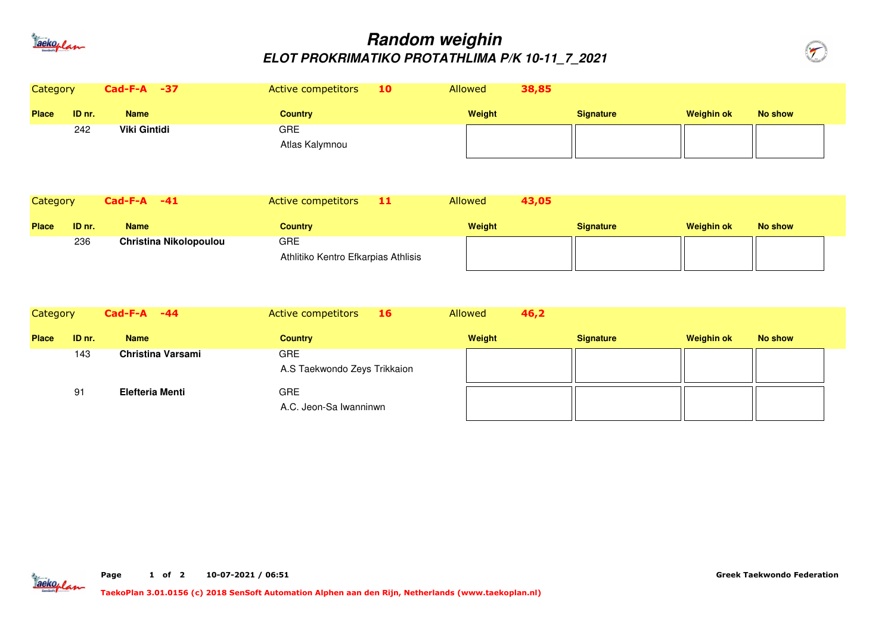# Random weighin

## ELOT PROKRIMATIKO PROTATHLIMA P/K 10-11_7_2021

Category **Cad-F-A -37** Active competitors **10** Allowed **38,85**

| Place | ID nr. | Name | Country | Weight | Signature | Weighin ok | No show |
|---|---|---|---|---|---|---|---|
| | 242 | **Viki Gintidi** | GRE<br>Atlas Kalymnou | | | | |

Category **Cad-F-A -41** Active competitors **11** Allowed **43,05**

| Place | ID nr. | Name | Country | Weight | Signature | Weighin ok | No show |
|---|---|---|---|---|---|---|---|
| | 236 | **Christina Nikolopoulou** | GRE<br>Athlitiko Kentro Efkarpias Athlisis | | | | |

Category **Cad-F-A -44** Active competitors **16** Allowed **46,2**

| Place | ID nr. | Name | Country | Weight | Signature | Weighin ok | No show |
|---|---|---|---|---|---|---|---|
| | 143 | **Christina Varsami** | GRE<br>A.S Taekwondo Zeys Trikkaion | | | | |
| | 91 | **Elefteria Menti** | GRE<br>A.C. Jeon-Sa Iwanninwn | | | | |

10-07-2021 / 06:51 Greek Taekwondo Federation

TaekoPlan 3.01.0156 (c) 2018 SenSoft Automation Alphen aan den Rijn, Netherlands (www.taekoplan.nl)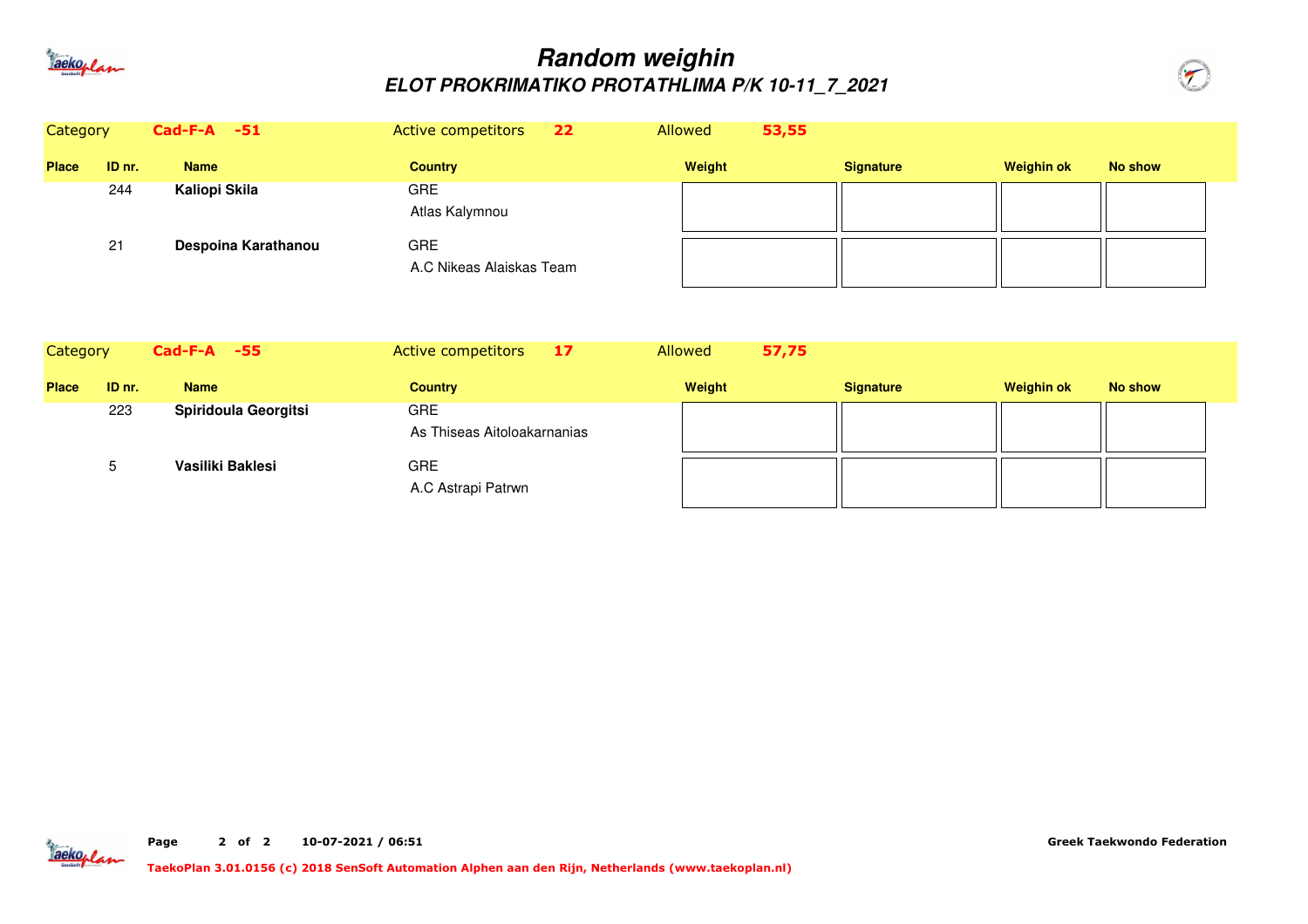# Random weighin

## ELOT PROKRIMATIKO PROTATHLIMA P/K 10-11_7_2021

Category **Cad-F-A -51** Active competitors **22** Allowed **53,55**

| Place | ID nr. | Name | Country | Weight | Signature | Weighin ok | No show |
|---|---|---|---|---|---|---|---|
| | 244 | **Kaliopi Skila** | GRE<br>Atlas Kalymnou | | | | |
| | 21 | **Despoina Karathanou** | GRE<br>A.C Nikeas Alaiskas Team | | | | |

Category **Cad-F-A -55** Active competitors **17** Allowed **57,75**

| Place | ID nr. | Name | Country | Weight | Signature | Weighin ok | No show |
|---|---|---|---|---|---|---|---|
| | 223 | **Spiridoula Georgitsi** | GRE<br>As Thiseas Aitoloakarnanias | | | | |
| | 5 | **Vasiliki Baklesi** | GRE<br>A.C Astrapi Patrwn | | | | |

10-07-2021 / 06:51

Greek Taekwondo Federation

TaekoPlan 3.01.0156 (c) 2018 SenSoft Automation Alphen aan den Rijn, Netherlands (www.taekoplan.nl)